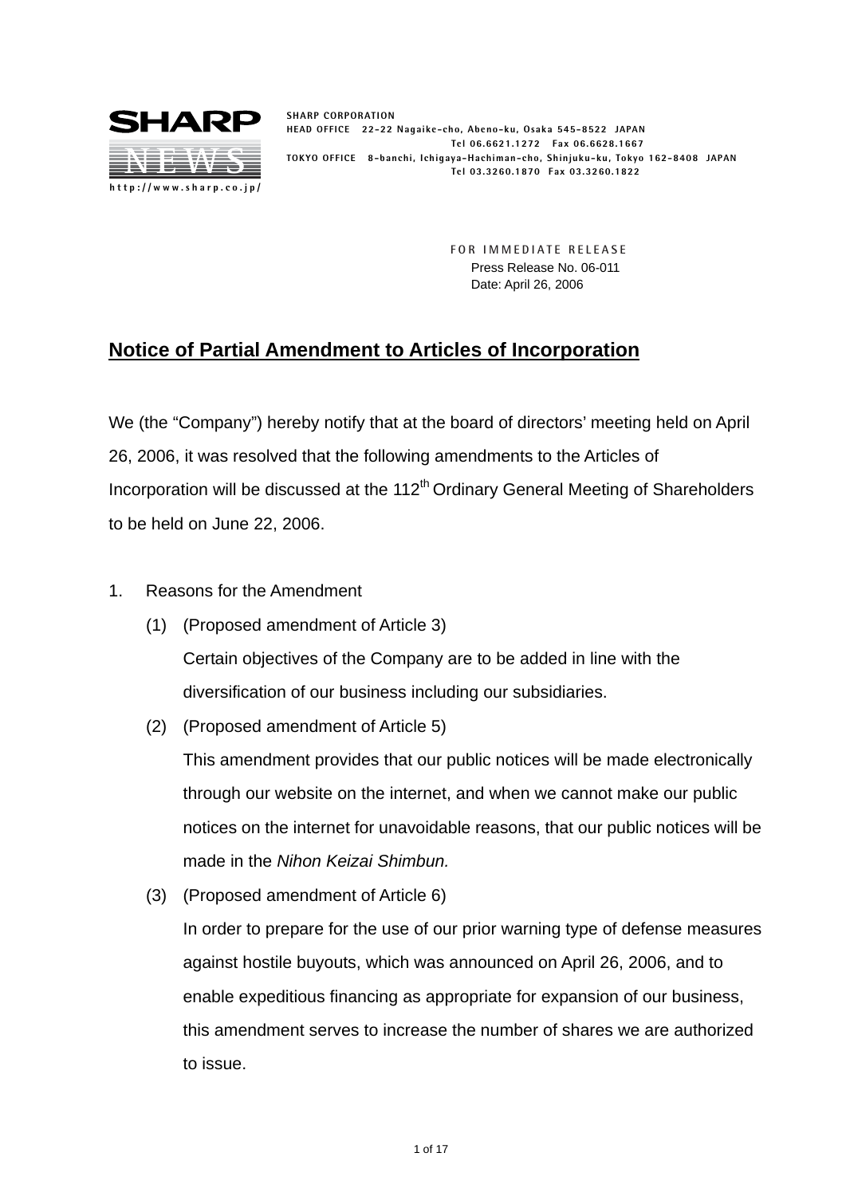SHARP

NEWS

http://www.sharp.co.jp/

SHARP CORPORATION
HEAD OFFICE 22-22 Nagaike-cho, Abeno-ku, Osaka 545-8522 JAPAN
Tel 06.6621.1272 Fax 06.6628.1667
TOKYO OFFICE 8-banchi, Ichigaya-Hachiman-cho, Shinjuku-ku, Tokyo 162-8408 JAPAN
Tel 03.3260.1870 Fax 03.3260.1822

FOR IMMEDIATE RELEASE
Press Release No. 06-011
Date: April 26, 2006

# Notice of Partial Amendment to Articles of Incorporation

We (the "Company") hereby notify that at the board of directors' meeting held on April 26, 2006, it was resolved that the following amendments to the Articles of Incorporation will be discussed at the 112th Ordinary General Meeting of Shareholders to be held on June 22, 2006.

1. Reasons for the Amendment
   (1) (Proposed amendment of Article 3)
   Certain objectives of the Company are to be added in line with the diversification of our business including our subsidiaries.
   (2) (Proposed amendment of Article 5)
   This amendment provides that our public notices will be made electronically through our website on the internet, and when we cannot make our public notices on the internet for unavoidable reasons, that our public notices will be made in the *Nihon Keizai Shimbun.*
   (3) (Proposed amendment of Article 6)
   In order to prepare for the use of our prior warning type of defense measures against hostile buyouts, which was announced on April 26, 2006, and to enable expeditious financing as appropriate for expansion of our business, this amendment serves to increase the number of shares we are authorized to issue.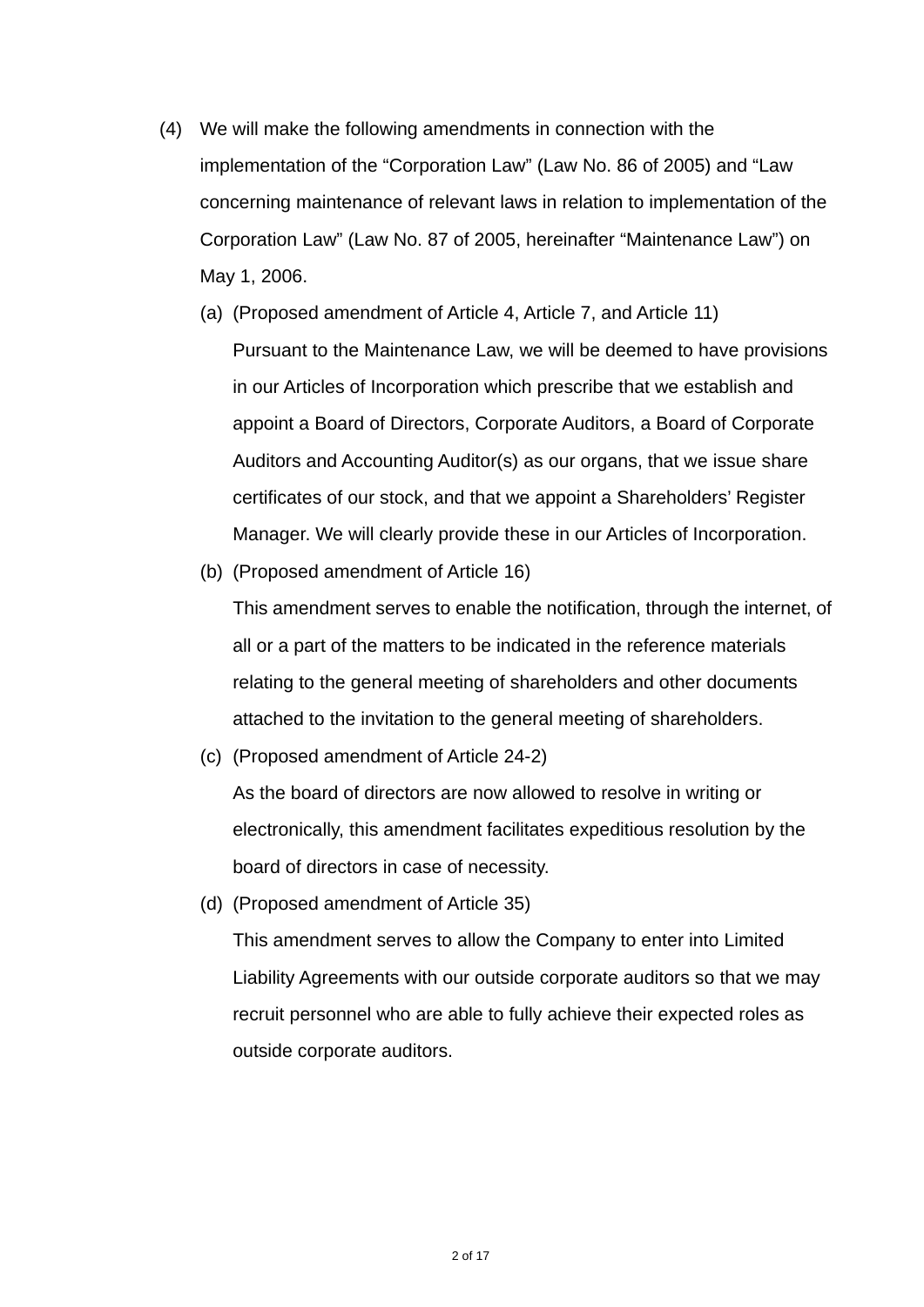(4) We will make the following amendments in connection with the implementation of the "Corporation Law" (Law No. 86 of 2005) and "Law concerning maintenance of relevant laws in relation to implementation of the Corporation Law" (Law No. 87 of 2005, hereinafter "Maintenance Law") on May 1, 2006.

   (a) (Proposed amendment of Article 4, Article 7, and Article 11)
   Pursuant to the Maintenance Law, we will be deemed to have provisions in our Articles of Incorporation which prescribe that we establish and appoint a Board of Directors, Corporate Auditors, a Board of Corporate Auditors and Accounting Auditor(s) as our organs, that we issue share certificates of our stock, and that we appoint a Shareholders' Register Manager. We will clearly provide these in our Articles of Incorporation.

   (b) (Proposed amendment of Article 16)
   This amendment serves to enable the notification, through the internet, of all or a part of the matters to be indicated in the reference materials relating to the general meeting of shareholders and other documents attached to the invitation to the general meeting of shareholders.

   (c) (Proposed amendment of Article 24-2)
   As the board of directors are now allowed to resolve in writing or electronically, this amendment facilitates expeditious resolution by the board of directors in case of necessity.

   (d) (Proposed amendment of Article 35)
   This amendment serves to allow the Company to enter into Limited Liability Agreements with our outside corporate auditors so that we may recruit personnel who are able to fully achieve their expected roles as outside corporate auditors.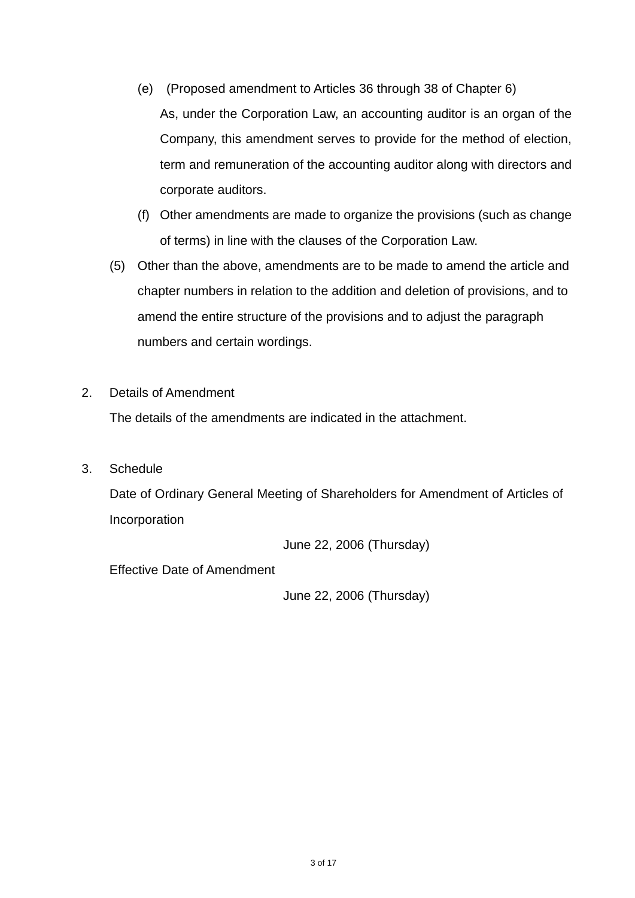(e) (Proposed amendment to Articles 36 through 38 of Chapter 6)

As, under the Corporation Law, an accounting auditor is an organ of the Company, this amendment serves to provide for the method of election, term and remuneration of the accounting auditor along with directors and corporate auditors.

(f) Other amendments are made to organize the provisions (such as change of terms) in line with the clauses of the Corporation Law.

(5) Other than the above, amendments are to be made to amend the article and chapter numbers in relation to the addition and deletion of provisions, and to amend the entire structure of the provisions and to adjust the paragraph numbers and certain wordings.

2. Details of Amendment

The details of the amendments are indicated in the attachment.

3. Schedule

Date of Ordinary General Meeting of Shareholders for Amendment of Articles of Incorporation

June 22, 2006 (Thursday)

Effective Date of Amendment

June 22, 2006 (Thursday)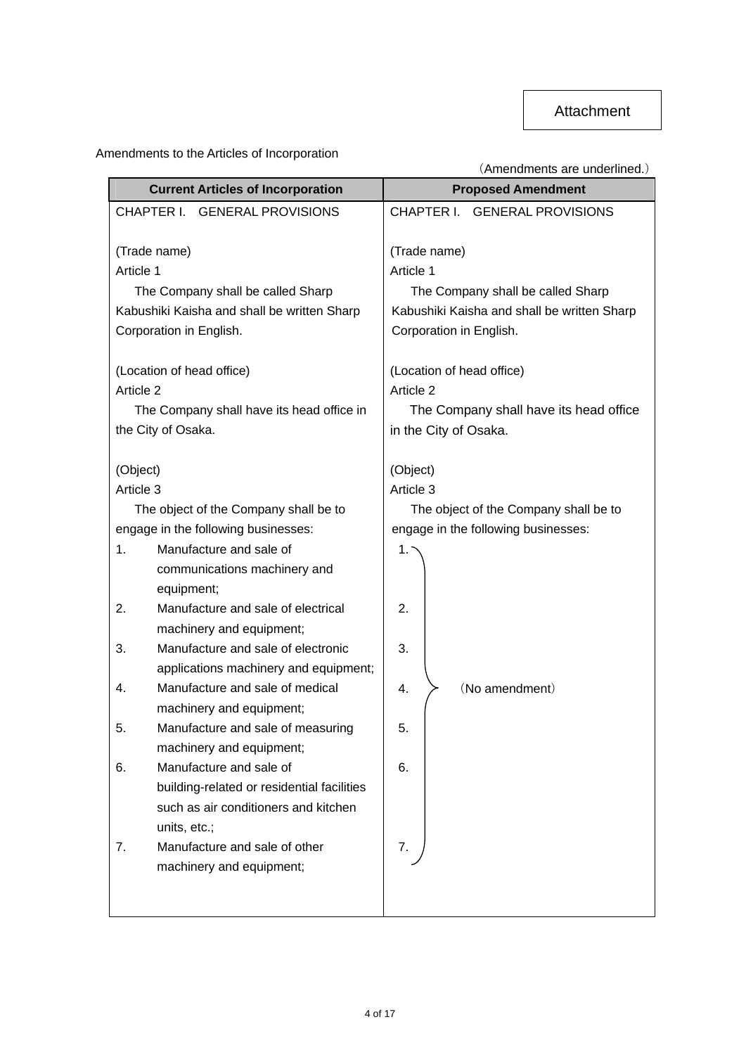Attachment

Amendments to the Articles of Incorporation

（Amendments are underlined.）

| Current Articles of Incorporation | Proposed Amendment |
|---|---|
| CHAPTER I.　GENERAL PROVISIONS | CHAPTER I.　GENERAL PROVISIONS |
| (Trade name)<br>Article 1<br>The Company shall be called Sharp Kabushiki Kaisha and shall be written Sharp Corporation in English. | (Trade name)<br>Article 1<br>The Company shall be called Sharp Kabushiki Kaisha and shall be written Sharp Corporation in English. |
| (Location of head office)<br>Article 2<br>The Company shall have its head office in the City of Osaka. | (Location of head office)<br>Article 2<br>The Company shall have its head office in the City of Osaka. |
| (Object)<br>Article 3<br>The object of the Company shall be to engage in the following businesses: | (Object)<br>Article 3<br>The object of the Company shall be to engage in the following businesses: |
| 1. Manufacture and sale of communications machinery and equipment; | 1. |
| 2. Manufacture and sale of electrical machinery and equipment; | 2. |
| 3. Manufacture and sale of electronic applications machinery and equipment; | 3. |
| 4. Manufacture and sale of medical machinery and equipment; | 4. （No amendment） |
| 5. Manufacture and sale of measuring machinery and equipment; | 5. |
| 6. Manufacture and sale of building-related or residential facilities such as air conditioners and kitchen units, etc.; | 6. |
| 7. Manufacture and sale of other machinery and equipment; | 7. |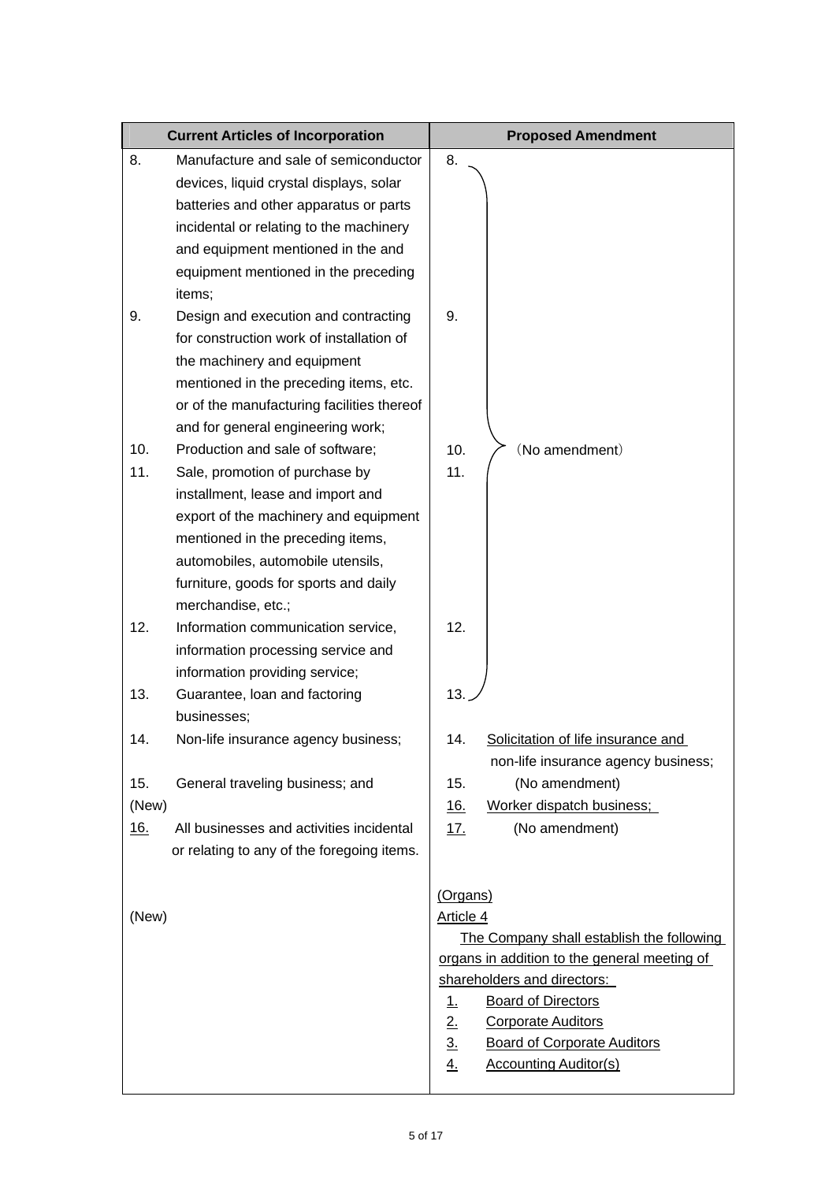| Current Articles of Incorporation | Proposed Amendment |
|---|---|
| 8. Manufacture and sale of semiconductor devices, liquid crystal displays, solar batteries and other apparatus or parts incidental or relating to the machinery and equipment mentioned in the and equipment mentioned in the preceding items; | 8. (No amendment) |
| 9. Design and execution and contracting for construction work of installation of the machinery and equipment mentioned in the preceding items, etc. or of the manufacturing facilities thereof and for general engineering work; | 9. (No amendment) |
| 10. Production and sale of software; | 10. (No amendment) |
| 11. Sale, promotion of purchase by installment, lease and import and export of the machinery and equipment mentioned in the preceding items, automobiles, automobile utensils, furniture, goods for sports and daily merchandise, etc.; | 11. (No amendment) |
| 12. Information communication service, information processing service and information providing service; | 12. (No amendment) |
| 13. Guarantee, loan and factoring businesses; | 13. (No amendment) |
| 14. Non-life insurance agency business; | 14. <u>Solicitation of life insurance and</u> non-life insurance agency business; |
| 15. General traveling business; and | 15. (No amendment) |
| (New) | <u>16.</u> <u>Worker dispatch business;</u> |
| <u>16.</u> All businesses and activities incidental or relating to any of the foregoing items. | <u>17.</u> (No amendment) |
| (New) | <u>(Organs)</u><br><u>Article 4</u><br><u>The Company shall establish the following organs in addition to the general meeting of shareholders and directors:</u><br><u>1.</u> <u>Board of Directors</u><br><u>2.</u> <u>Corporate Auditors</u><br><u>3.</u> <u>Board of Corporate Auditors</u><br><u>4.</u> <u>Accounting Auditor(s)</u> |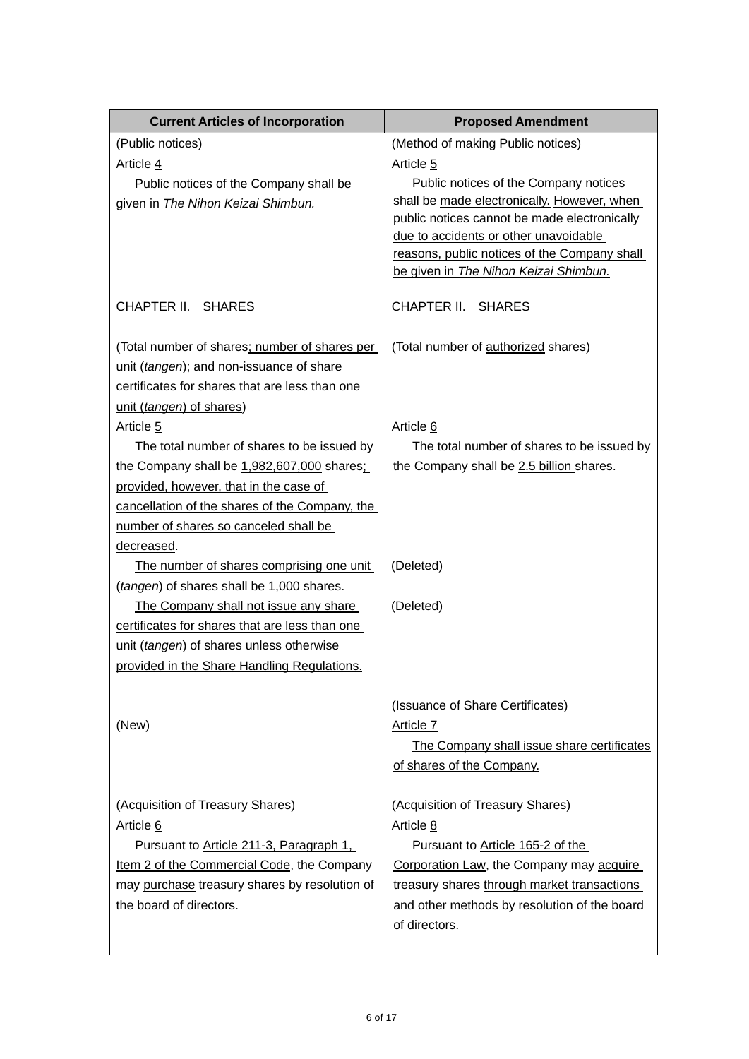| Current Articles of Incorporation | Proposed Amendment |
|---|---|
| (Public notices)<br>Article 4<br>Public notices of the Company shall be given in *The Nihon Keizai Shimbun.* | (Method of making Public notices)<br>Article 5<br>Public notices of the Company notices shall be made electronically. However, when public notices cannot be made electronically due to accidents or other unavoidable reasons, public notices of the Company shall be given in *The Nihon Keizai Shimbun.* |
| CHAPTER II. SHARES | CHAPTER II. SHARES |
| (Total number of shares; number of shares per unit (*tangen*); and non-issuance of share certificates for shares that are less than one unit (*tangen*) of shares)<br>Article 5<br>The total number of shares to be issued by the Company shall be 1,982,607,000 shares; provided, however, that in the case of cancellation of the shares of the Company, the number of shares so canceled shall be decreased. | (Total number of authorized shares)<br>Article 6<br>The total number of shares to be issued by the Company shall be 2.5 billion shares. |
| The number of shares comprising one unit (*tangen*) of shares shall be 1,000 shares. | (Deleted) |
| The Company shall not issue any share certificates for shares that are less than one unit (*tangen*) of shares unless otherwise provided in the Share Handling Regulations. | (Deleted) |
| (New) | (Issuance of Share Certificates)<br>Article 7<br>The Company shall issue share certificates of shares of the Company. |
| (Acquisition of Treasury Shares)<br>Article 6<br>Pursuant to Article 211-3, Paragraph 1, Item 2 of the Commercial Code, the Company may purchase treasury shares by resolution of the board of directors. | (Acquisition of Treasury Shares)<br>Article 8<br>Pursuant to Article 165-2 of the Corporation Law, the Company may acquire treasury shares through market transactions and other methods by resolution of the board of directors. |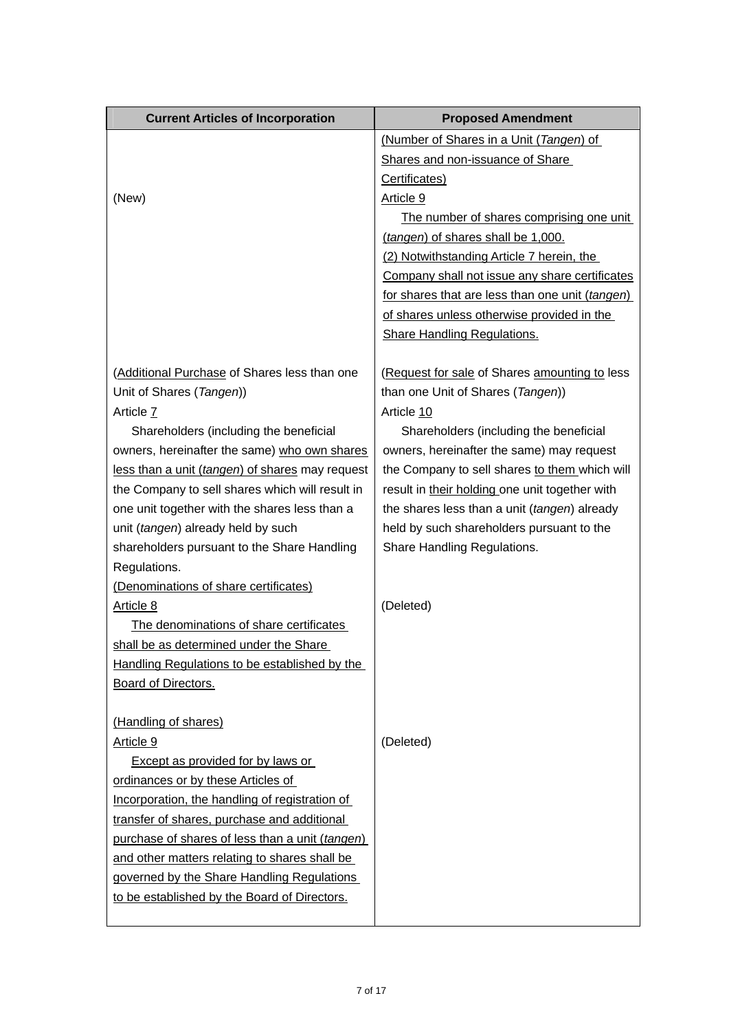| Current Articles of Incorporation | Proposed Amendment |
|---|---|
| (New) | (Number of Shares in a Unit (*Tangen*) of Shares and non-issuance of Share Certificates)<br>Article 9<br>The number of shares comprising one unit (*tangen*) of shares shall be 1,000.<br>(2) Notwithstanding Article 7 herein, the Company shall not issue any share certificates for shares that are less than one unit (*tangen*) of shares unless otherwise provided in the Share Handling Regulations. |
| (Additional Purchase of Shares less than one Unit of Shares (*Tangen*))<br>Article 7<br>Shareholders (including the beneficial owners, hereinafter the same) who own shares less than a unit (*tangen*) of shares may request the Company to sell shares which will result in one unit together with the shares less than a unit (*tangen*) already held by such shareholders pursuant to the Share Handling Regulations. | (Request for sale of Shares amounting to less than one Unit of Shares (*Tangen*))<br>Article 10<br>Shareholders (including the beneficial owners, hereinafter the same) may request the Company to sell shares to them which will result in their holding one unit together with the shares less than a unit (*tangen*) already held by such shareholders pursuant to the Share Handling Regulations. |
| (Denominations of share certificates)<br>Article 8<br>The denominations of share certificates shall be as determined under the Share Handling Regulations to be established by the Board of Directors. | (Deleted) |
| (Handling of shares)<br>Article 9<br>Except as provided for by laws or ordinances or by these Articles of Incorporation, the handling of registration of transfer of shares, purchase and additional purchase of shares of less than a unit (*tangen*) and other matters relating to shares shall be governed by the Share Handling Regulations to be established by the Board of Directors. | (Deleted) |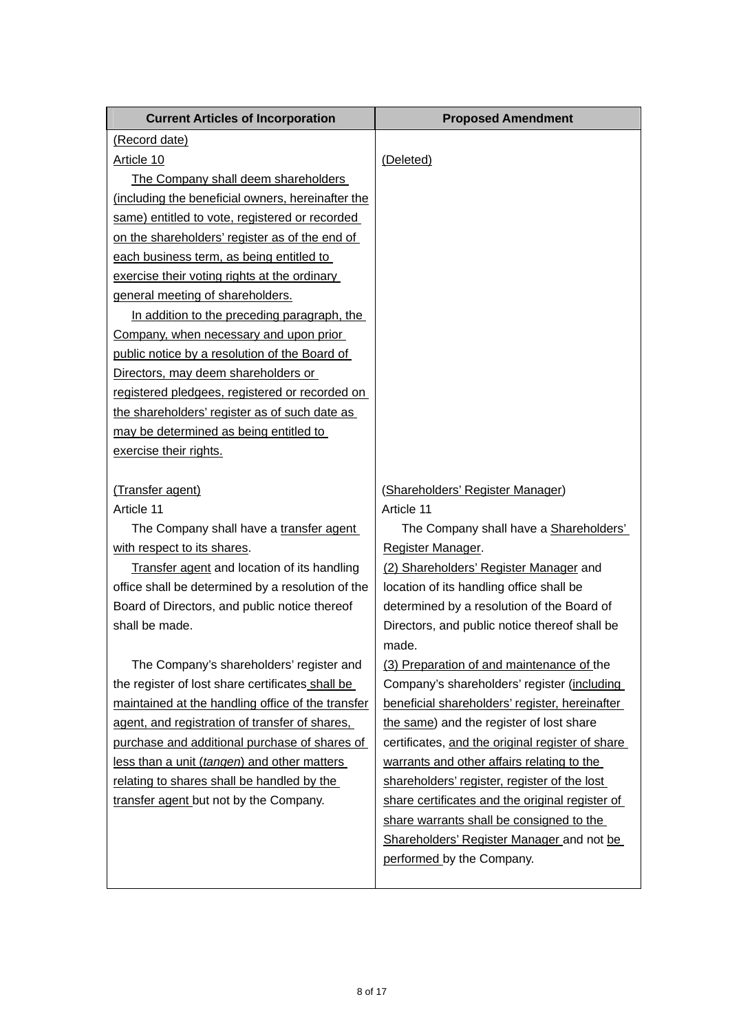| Current Articles of Incorporation | Proposed Amendment |
|---|---|
| (Record date)<br>Article 10<br>The Company shall deem shareholders (including the beneficial owners, hereinafter the same) entitled to vote, registered or recorded on the shareholders' register as of the end of each business term, as being entitled to exercise their voting rights at the ordinary general meeting of shareholders.<br>In addition to the preceding paragraph, the Company, when necessary and upon prior public notice by a resolution of the Board of Directors, may deem shareholders or registered pledgees, registered or recorded on the shareholders' register as of such date as may be determined as being entitled to exercise their rights. | (Deleted) |
| (Transfer agent)<br>Article 11<br>The Company shall have a transfer agent with respect to its shares.<br>Transfer agent and location of its handling office shall be determined by a resolution of the Board of Directors, and public notice thereof shall be made.<br>The Company's shareholders' register and the register of lost share certificates shall be maintained at the handling office of the transfer agent, and registration of transfer of shares, purchase and additional purchase of shares of less than a unit (*tangen*) and other matters relating to shares shall be handled by the transfer agent but not by the Company. | (Shareholders' Register Manager)<br>Article 11<br>The Company shall have a Shareholders' Register Manager.<br>(2) Shareholders' Register Manager and location of its handling office shall be determined by a resolution of the Board of Directors, and public notice thereof shall be made.<br>(3) Preparation of and maintenance of the Company's shareholders' register (including beneficial shareholders' register, hereinafter the same) and the register of lost share certificates, and the original register of share warrants and other affairs relating to the shareholders' register, register of the lost share certificates and the original register of share warrants shall be consigned to the Shareholders' Register Manager and not be performed by the Company. |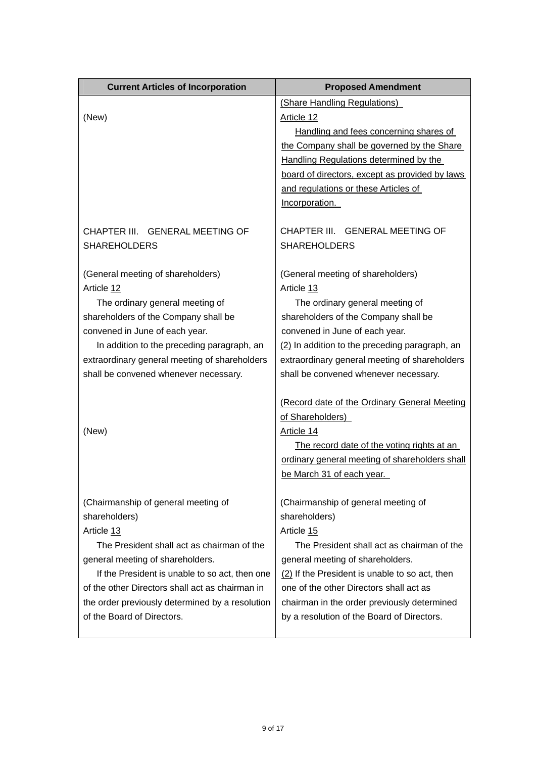| Current Articles of Incorporation | Proposed Amendment |
|---|---|
| (New) | (Share Handling Regulations)<br>Article 12<br>Handling and fees concerning shares of the Company shall be governed by the Share Handling Regulations determined by the board of directors, except as provided by laws and regulations or these Articles of Incorporation. |
| CHAPTER III. GENERAL MEETING OF SHAREHOLDERS | CHAPTER III. GENERAL MEETING OF SHAREHOLDERS |
| (General meeting of shareholders)<br>Article 12<br>The ordinary general meeting of shareholders of the Company shall be convened in June of each year.<br>In addition to the preceding paragraph, an extraordinary general meeting of shareholders shall be convened whenever necessary. | (General meeting of shareholders)<br>Article 13<br>The ordinary general meeting of shareholders of the Company shall be convened in June of each year.<br>(2) In addition to the preceding paragraph, an extraordinary general meeting of shareholders shall be convened whenever necessary. |
| (New) | (Record date of the Ordinary General Meeting of Shareholders)<br>Article 14<br>The record date of the voting rights at an ordinary general meeting of shareholders shall be March 31 of each year. |
| (Chairmanship of general meeting of shareholders)<br>Article 13<br>The President shall act as chairman of the general meeting of shareholders.<br>If the President is unable to so act, then one of the other Directors shall act as chairman in the order previously determined by a resolution of the Board of Directors. | (Chairmanship of general meeting of shareholders)<br>Article 15<br>The President shall act as chairman of the general meeting of shareholders.<br>(2) If the President is unable to so act, then one of the other Directors shall act as chairman in the order previously determined by a resolution of the Board of Directors. |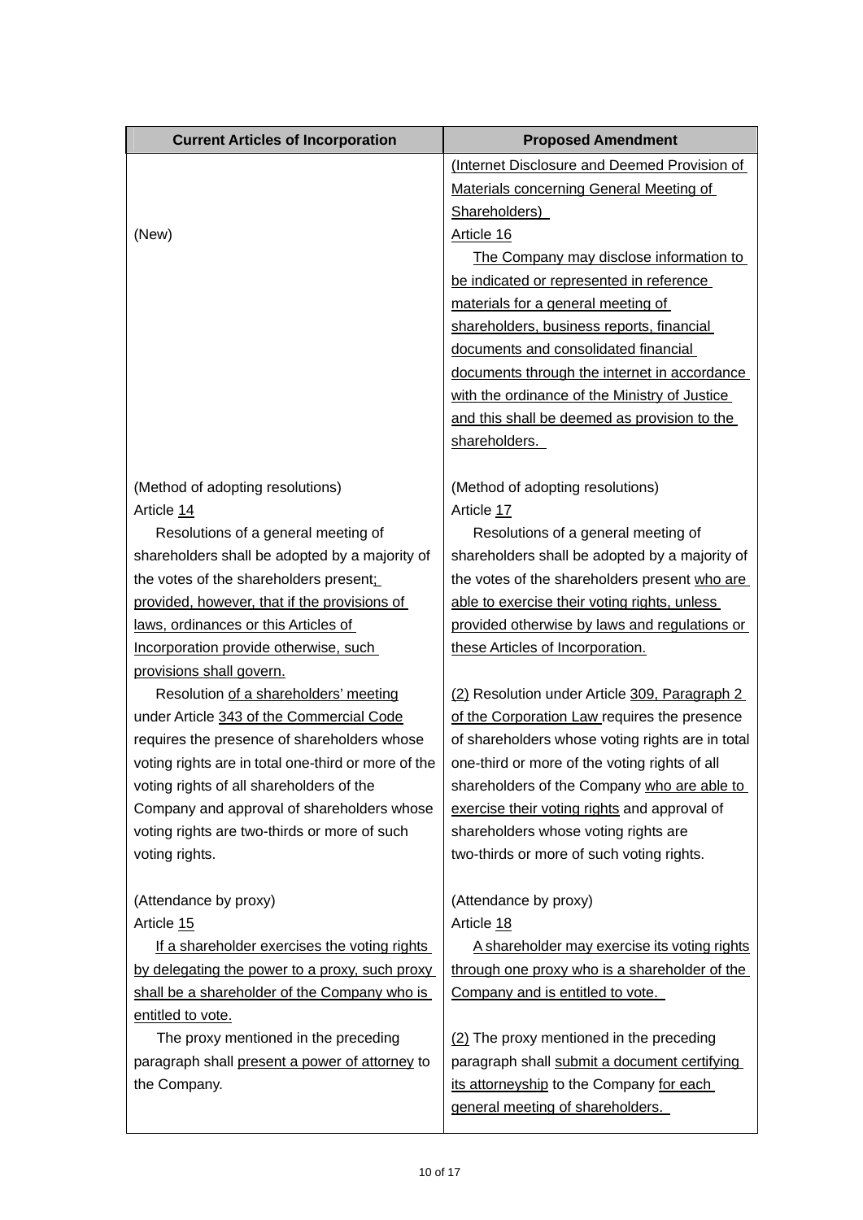| Current Articles of Incorporation | Proposed Amendment |
|---|---|
| (New) | (Internet Disclosure and Deemed Provision of Materials concerning General Meeting of Shareholders)<br>Article 16<br>The Company may disclose information to be indicated or represented in reference materials for a general meeting of shareholders, business reports, financial documents and consolidated financial documents through the internet in accordance with the ordinance of the Ministry of Justice and this shall be deemed as provision to the shareholders. |
| (Method of adopting resolutions)<br>Article 14<br>Resolutions of a general meeting of shareholders shall be adopted by a majority of the votes of the shareholders present; provided, however, that if the provisions of laws, ordinances or this Articles of Incorporation provide otherwise, such provisions shall govern.<br>Resolution of a shareholders' meeting under Article 343 of the Commercial Code requires the presence of shareholders whose voting rights are in total one-third or more of the voting rights of all shareholders of the Company and approval of shareholders whose voting rights are two-thirds or more of such voting rights. | (Method of adopting resolutions)<br>Article 17<br>Resolutions of a general meeting of shareholders shall be adopted by a majority of the votes of the shareholders present who are able to exercise their voting rights, unless provided otherwise by laws and regulations or these Articles of Incorporation.<br>(2) Resolution under Article 309, Paragraph 2 of the Corporation Law requires the presence of shareholders whose voting rights are in total one-third or more of the voting rights of all shareholders of the Company who are able to exercise their voting rights and approval of shareholders whose voting rights are two-thirds or more of such voting rights. |
| (Attendance by proxy)<br>Article 15<br>If a shareholder exercises the voting rights by delegating the power to a proxy, such proxy shall be a shareholder of the Company who is entitled to vote.<br>The proxy mentioned in the preceding paragraph shall present a power of attorney to the Company. | (Attendance by proxy)<br>Article 18<br>A shareholder may exercise its voting rights through one proxy who is a shareholder of the Company and is entitled to vote.<br>(2) The proxy mentioned in the preceding paragraph shall submit a document certifying its attorneyship to the Company for each general meeting of shareholders. |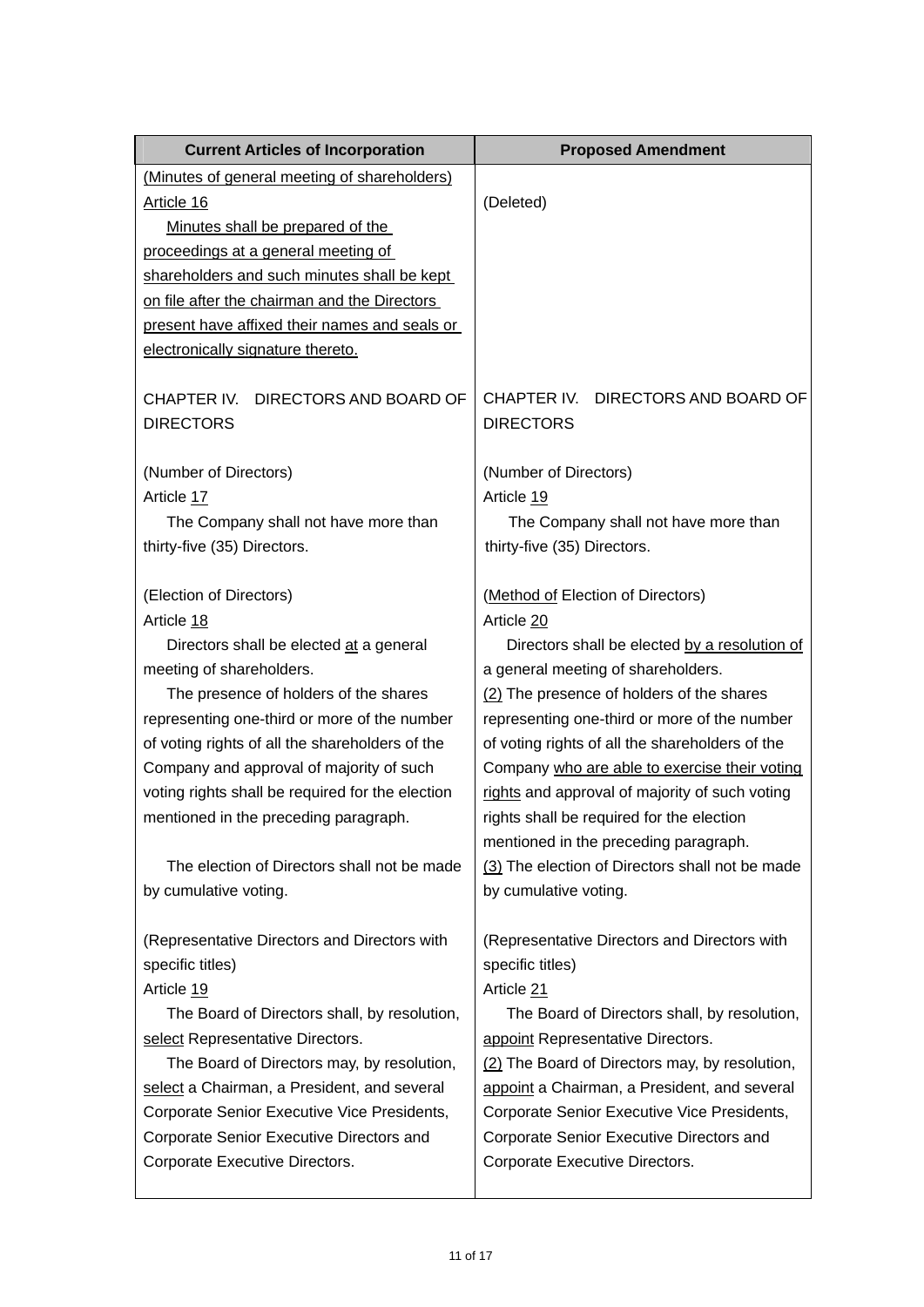| Current Articles of Incorporation | Proposed Amendment |
|---|---|
| (Minutes of general meeting of shareholders)<br>Article 16<br>Minutes shall be prepared of the proceedings at a general meeting of shareholders and such minutes shall be kept on file after the chairman and the Directors present have affixed their names and seals or electronically signature thereto. | (Deleted) |
| CHAPTER IV. DIRECTORS AND BOARD OF DIRECTORS | CHAPTER IV. DIRECTORS AND BOARD OF DIRECTORS |
| (Number of Directors)<br>Article 17<br>The Company shall not have more than thirty-five (35) Directors. | (Number of Directors)<br>Article 19<br>The Company shall not have more than thirty-five (35) Directors. |
| (Election of Directors)<br>Article 18<br>Directors shall be elected at a general meeting of shareholders.<br>The presence of holders of the shares representing one-third or more of the number of voting rights of all the shareholders of the Company and approval of majority of such voting rights shall be required for the election mentioned in the preceding paragraph.<br>The election of Directors shall not be made by cumulative voting. | (Method of Election of Directors)<br>Article 20<br>Directors shall be elected by a resolution of a general meeting of shareholders.<br>(2) The presence of holders of the shares representing one-third or more of the number of voting rights of all the shareholders of the Company who are able to exercise their voting rights and approval of majority of such voting rights shall be required for the election mentioned in the preceding paragraph.<br>(3) The election of Directors shall not be made by cumulative voting. |
| (Representative Directors and Directors with specific titles)<br>Article 19<br>The Board of Directors shall, by resolution, select Representative Directors.<br>The Board of Directors may, by resolution, select a Chairman, a President, and several Corporate Senior Executive Vice Presidents, Corporate Senior Executive Directors and Corporate Executive Directors. | (Representative Directors and Directors with specific titles)<br>Article 21<br>The Board of Directors shall, by resolution, appoint Representative Directors.<br>(2) The Board of Directors may, by resolution, appoint a Chairman, a President, and several Corporate Senior Executive Vice Presidents, Corporate Senior Executive Directors and Corporate Executive Directors. |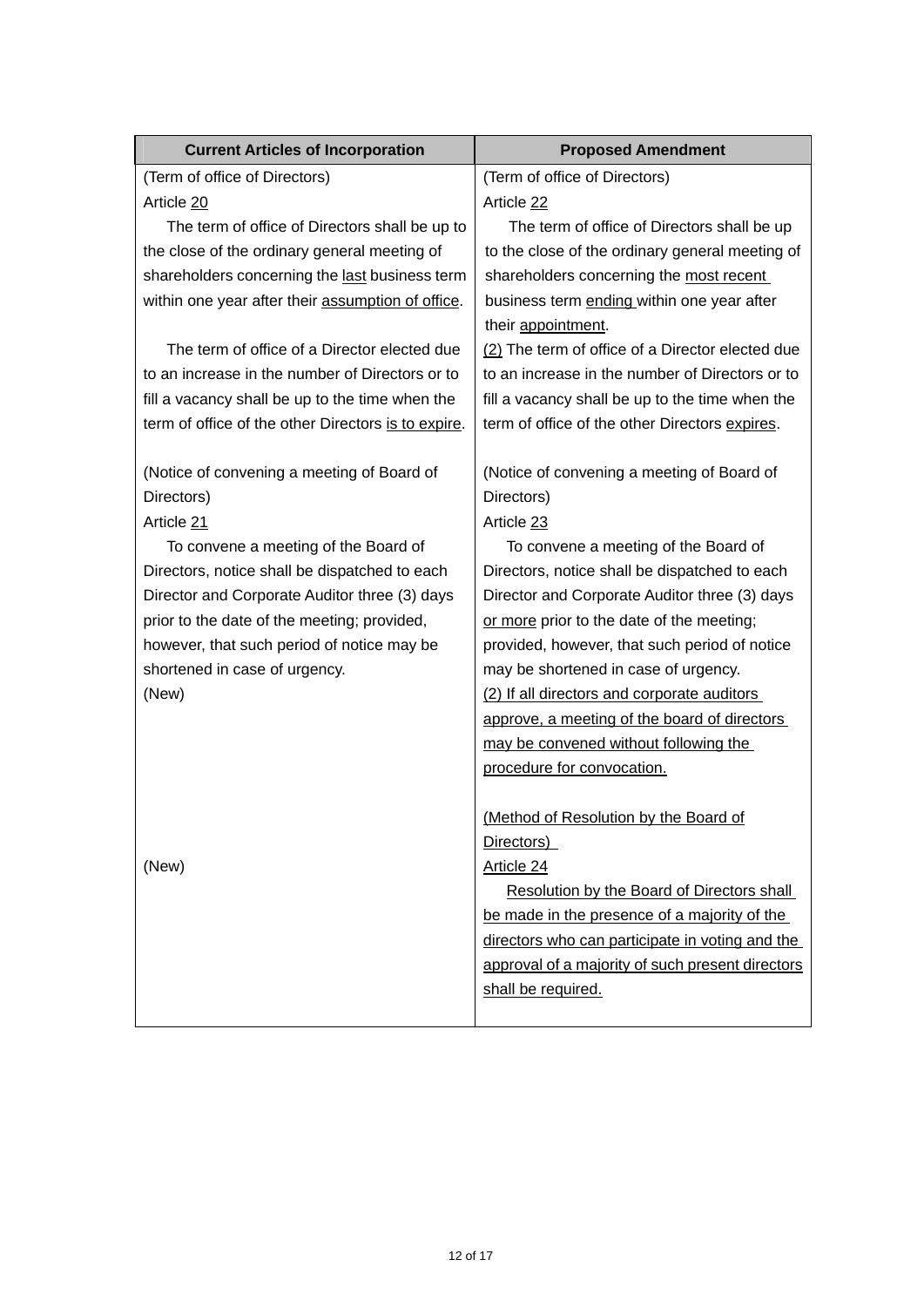| Current Articles of Incorporation | Proposed Amendment |
|---|---|
| (Term of office of Directors)<br>Article <u>20</u><br>The term of office of Directors shall be up to the close of the ordinary general meeting of shareholders concerning the <u>last</u> business term within one year after their <u>assumption of office</u>.<br><br>The term of office of a Director elected due to an increase in the number of Directors or to fill a vacancy shall be up to the time when the term of office of the other Directors <u>is to expire</u>. | (Term of office of Directors)<br>Article <u>22</u><br>The term of office of Directors shall be up to the close of the ordinary general meeting of shareholders concerning the <u>most recent</u> business term <u>ending</u> within one year after their <u>appointment</u>.<br><u>(2)</u> The term of office of a Director elected due to an increase in the number of Directors or to fill a vacancy shall be up to the time when the term of office of the other Directors <u>expires</u>. |
| (Notice of convening a meeting of Board of Directors)<br>Article <u>21</u><br>To convene a meeting of the Board of Directors, notice shall be dispatched to each Director and Corporate Auditor three (3) days prior to the date of the meeting; provided, however, that such period of notice may be shortened in case of urgency.<br>(New) | (Notice of convening a meeting of Board of Directors)<br>Article <u>23</u><br>To convene a meeting of the Board of Directors, notice shall be dispatched to each Director and Corporate Auditor three (3) days <u>or more</u> prior to the date of the meeting; provided, however, that such period of notice may be shortened in case of urgency.<br><u>(2) If all directors and corporate auditors approve, a meeting of the board of directors may be convened without following the procedure for convocation.</u> |
| (New) | <u>(Method of Resolution by the Board of Directors)</u><br><u>Article 24</u><br><u>Resolution by the Board of Directors shall be made in the presence of a majority of the directors who can participate in voting and the approval of a majority of such present directors shall be required.</u> |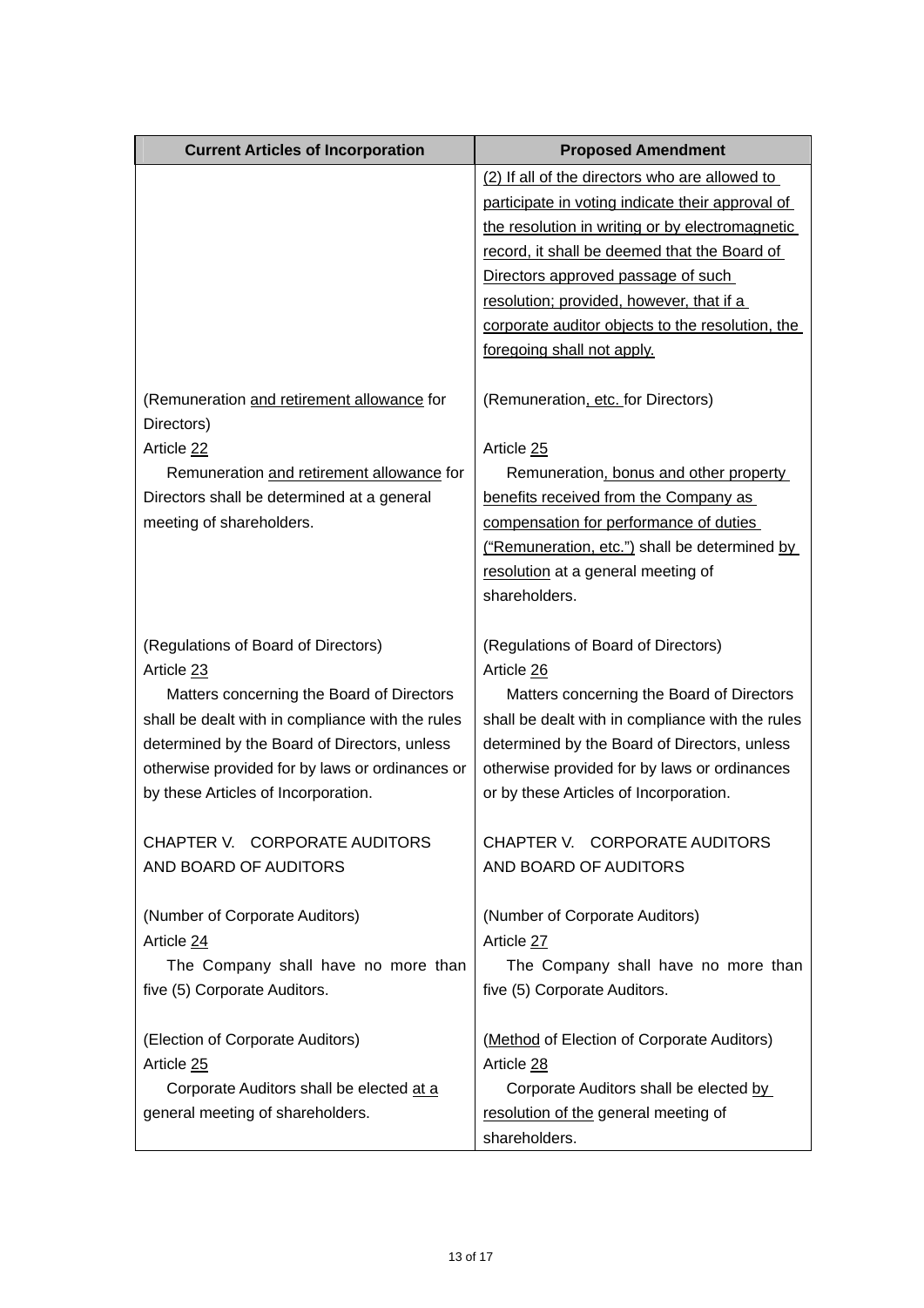| Current Articles of Incorporation | Proposed Amendment |
|---|---|
| | (2) If all of the directors who are allowed to participate in voting indicate their approval of the resolution in writing or by electromagnetic record, it shall be deemed that the Board of Directors approved passage of such resolution; provided, however, that if a corporate auditor objects to the resolution, the foregoing shall not apply. |
| (Remuneration and retirement allowance for Directors)<br>Article 22<br>Remuneration and retirement allowance for Directors shall be determined at a general meeting of shareholders. | (Remuneration, etc. for Directors)<br>Article 25<br>Remuneration, bonus and other property benefits received from the Company as compensation for performance of duties (“Remuneration, etc.”) shall be determined by resolution at a general meeting of shareholders. |
| (Regulations of Board of Directors)<br>Article 23<br>Matters concerning the Board of Directors shall be dealt with in compliance with the rules determined by the Board of Directors, unless otherwise provided for by laws or ordinances or by these Articles of Incorporation. | (Regulations of Board of Directors)<br>Article 26<br>Matters concerning the Board of Directors shall be dealt with in compliance with the rules determined by the Board of Directors, unless otherwise provided for by laws or ordinances or by these Articles of Incorporation. |
| CHAPTER V. CORPORATE AUDITORS AND BOARD OF AUDITORS | CHAPTER V. CORPORATE AUDITORS AND BOARD OF AUDITORS |
| (Number of Corporate Auditors)<br>Article 24<br>The Company shall have no more than five (5) Corporate Auditors. | (Number of Corporate Auditors)<br>Article 27<br>The Company shall have no more than five (5) Corporate Auditors. |
| (Election of Corporate Auditors)<br>Article 25<br>Corporate Auditors shall be elected at a general meeting of shareholders. | (Method of Election of Corporate Auditors)<br>Article 28<br>Corporate Auditors shall be elected by resolution of the general meeting of shareholders. |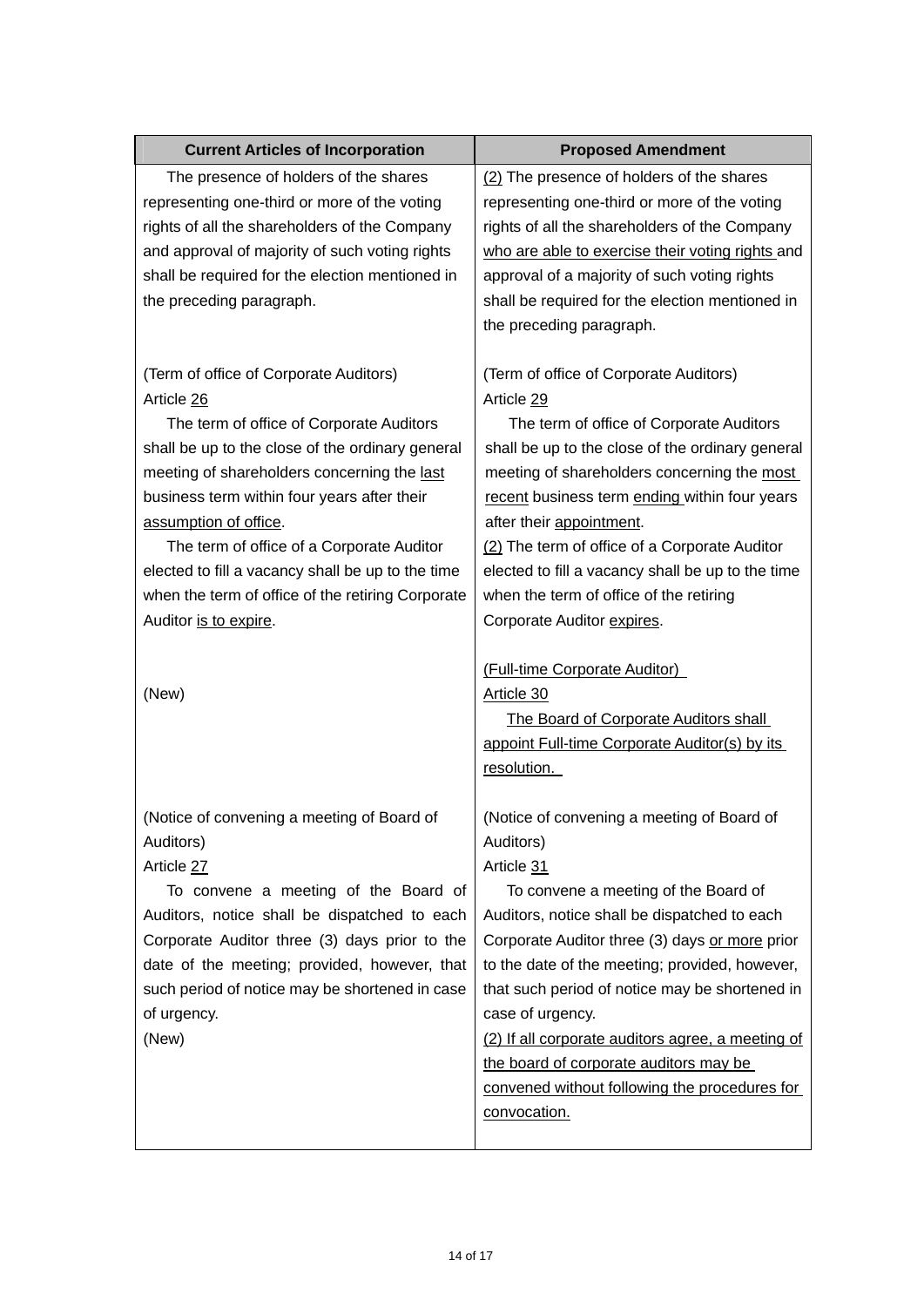| Current Articles of Incorporation | Proposed Amendment |
|---|---|
| The presence of holders of the shares representing one-third or more of the voting rights of all the shareholders of the Company and approval of majority of such voting rights shall be required for the election mentioned in the preceding paragraph. | <u>(2)</u> The presence of holders of the shares representing one-third or more of the voting rights of all the shareholders of the Company <u>who are able to exercise their voting rights</u> and approval of a majority of such voting rights shall be required for the election mentioned in the preceding paragraph. |
| (Term of office of Corporate Auditors)<br>Article <u>26</u><br>The term of office of Corporate Auditors shall be up to the close of the ordinary general meeting of shareholders concerning the <u>last</u> business term within four years after their <u>assumption of office</u>.<br>The term of office of a Corporate Auditor elected to fill a vacancy shall be up to the time when the term of office of the retiring Corporate Auditor <u>is to expire</u>. | (Term of office of Corporate Auditors)<br>Article <u>29</u><br>The term of office of Corporate Auditors shall be up to the close of the ordinary general meeting of shareholders concerning the <u>most recent</u> business term <u>ending</u> within four years after their <u>appointment</u>.<br><u>(2)</u> The term of office of a Corporate Auditor elected to fill a vacancy shall be up to the time when the term of office of the retiring Corporate Auditor <u>expires</u>. |
| (New) | <u>(Full-time Corporate Auditor)</u><br><u>Article 30</u><br><u>The Board of Corporate Auditors shall appoint Full-time Corporate Auditor(s) by its resolution.</u> |
| (Notice of convening a meeting of Board of Auditors)<br>Article <u>27</u><br>To convene a meeting of the Board of Auditors, notice shall be dispatched to each Corporate Auditor three (3) days prior to the date of the meeting; provided, however, that such period of notice may be shortened in case of urgency.<br>(New) | (Notice of convening a meeting of Board of Auditors)<br>Article <u>31</u><br>To convene a meeting of the Board of Auditors, notice shall be dispatched to each Corporate Auditor three (3) days <u>or more</u> prior to the date of the meeting; provided, however, that such period of notice may be shortened in case of urgency.<br><u>(2) If all corporate auditors agree, a meeting of the board of corporate auditors may be convened without following the procedures for convocation.</u> |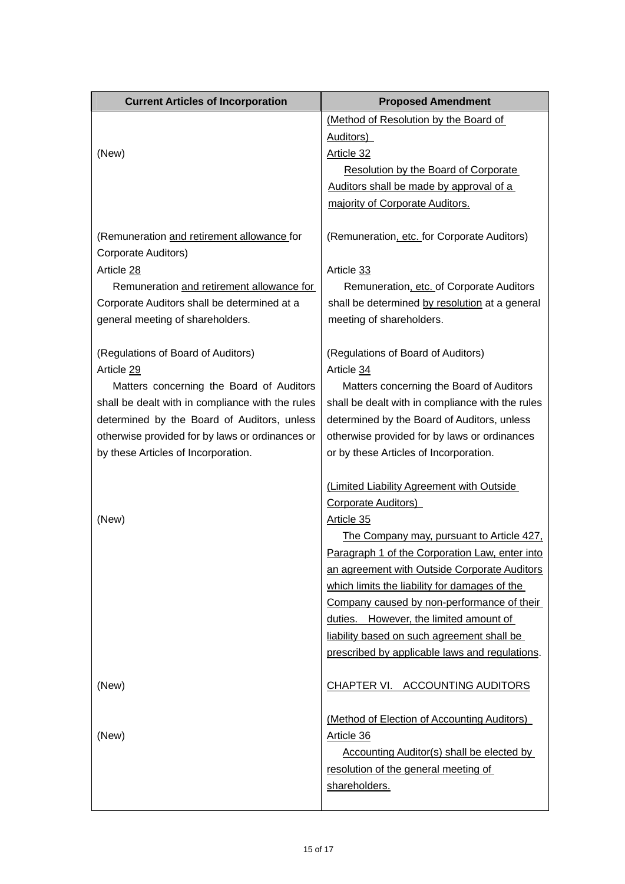| Current Articles of Incorporation | Proposed Amendment |
|---|---|
| (New) | (Method of Resolution by the Board of Auditors)<br>Article 32<br>Resolution by the Board of Corporate Auditors shall be made by approval of a majority of Corporate Auditors. |
| (Remuneration and retirement allowance for Corporate Auditors)<br>Article 28<br>Remuneration and retirement allowance for Corporate Auditors shall be determined at a general meeting of shareholders. | (Remuneration, etc. for Corporate Auditors)<br>Article 33<br>Remuneration, etc. of Corporate Auditors shall be determined by resolution at a general meeting of shareholders. |
| (Regulations of Board of Auditors)<br>Article 29<br>Matters concerning the Board of Auditors shall be dealt with in compliance with the rules determined by the Board of Auditors, unless otherwise provided for by laws or ordinances or by these Articles of Incorporation. | (Regulations of Board of Auditors)<br>Article 34<br>Matters concerning the Board of Auditors shall be dealt with in compliance with the rules determined by the Board of Auditors, unless otherwise provided for by laws or ordinances or by these Articles of Incorporation. |
| (New) | (Limited Liability Agreement with Outside Corporate Auditors)<br>Article 35<br>The Company may, pursuant to Article 427, Paragraph 1 of the Corporation Law, enter into an agreement with Outside Corporate Auditors which limits the liability for damages of the Company caused by non-performance of their duties. However, the limited amount of liability based on such agreement shall be prescribed by applicable laws and regulations. |
| (New) | CHAPTER VI. ACCOUNTING AUDITORS |
| (New) | (Method of Election of Accounting Auditors)<br>Article 36<br>Accounting Auditor(s) shall be elected by resolution of the general meeting of shareholders. |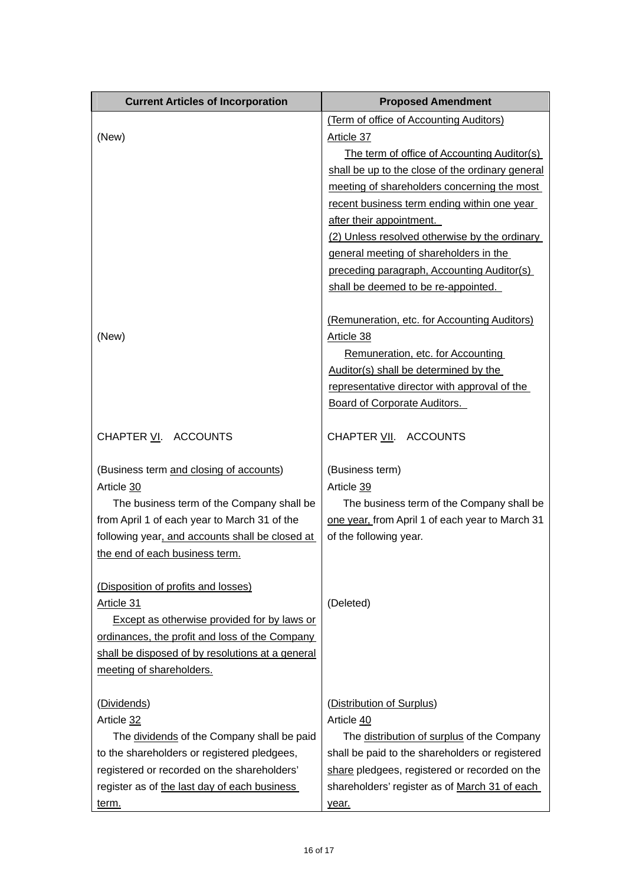| Current Articles of Incorporation | Proposed Amendment |
|---|---|
| (New) | (Term of office of Accounting Auditors)<br>Article 37<br>The term of office of Accounting Auditor(s) shall be up to the close of the ordinary general meeting of shareholders concerning the most recent business term ending within one year after their appointment.<br>(2) Unless resolved otherwise by the ordinary general meeting of shareholders in the preceding paragraph, Accounting Auditor(s) shall be deemed to be re-appointed. |
| (New) | (Remuneration, etc. for Accounting Auditors)<br>Article 38<br>Remuneration, etc. for Accounting Auditor(s) shall be determined by the representative director with approval of the Board of Corporate Auditors. |
| CHAPTER VI. ACCOUNTS | CHAPTER VII. ACCOUNTS |
| (Business term and closing of accounts)<br>Article 30<br>The business term of the Company shall be from April 1 of each year to March 31 of the following year, and accounts shall be closed at the end of each business term. | (Business term)<br>Article 39<br>The business term of the Company shall be one year, from April 1 of each year to March 31 of the following year. |
| (Disposition of profits and losses)<br>Article 31<br>Except as otherwise provided for by laws or ordinances, the profit and loss of the Company shall be disposed of by resolutions at a general meeting of shareholders. | (Deleted) |
| (Dividends)<br>Article 32<br>The dividends of the Company shall be paid to the shareholders or registered pledgees, registered or recorded on the shareholders' register as of the last day of each business term. | (Distribution of Surplus)<br>Article 40<br>The distribution of surplus of the Company shall be paid to the shareholders or registered share pledgees, registered or recorded on the shareholders' register as of March 31 of each year. |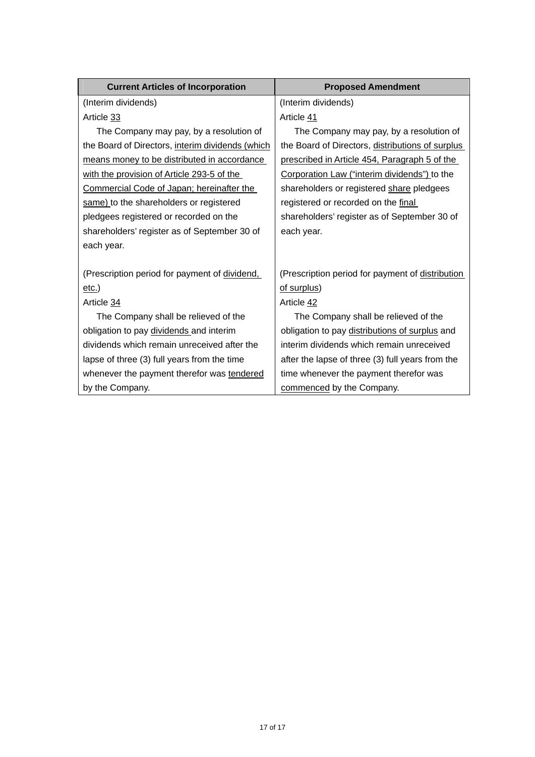| Current Articles of Incorporation | Proposed Amendment |
|---|---|
| (Interim dividends)<br>Article 33<br>The Company may pay, by a resolution of the Board of Directors, interim dividends (which means money to be distributed in accordance with the provision of Article 293-5 of the Commercial Code of Japan; hereinafter the same) to the shareholders or registered pledgees registered or recorded on the shareholders' register as of September 30 of each year. | (Interim dividends)<br>Article 41<br>The Company may pay, by a resolution of the Board of Directors, distributions of surplus prescribed in Article 454, Paragraph 5 of the Corporation Law ("interim dividends") to the shareholders or registered share pledgees registered or recorded on the final shareholders' register as of September 30 of each year. |
| (Prescription period for payment of dividend, etc.)<br>Article 34<br>The Company shall be relieved of the obligation to pay dividends and interim dividends which remain unreceived after the lapse of three (3) full years from the time whenever the payment therefor was tendered by the Company. | (Prescription period for payment of distribution of surplus)<br>Article 42<br>The Company shall be relieved of the obligation to pay distributions of surplus and interim dividends which remain unreceived after the lapse of three (3) full years from the time whenever the payment therefor was commenced by the Company. |